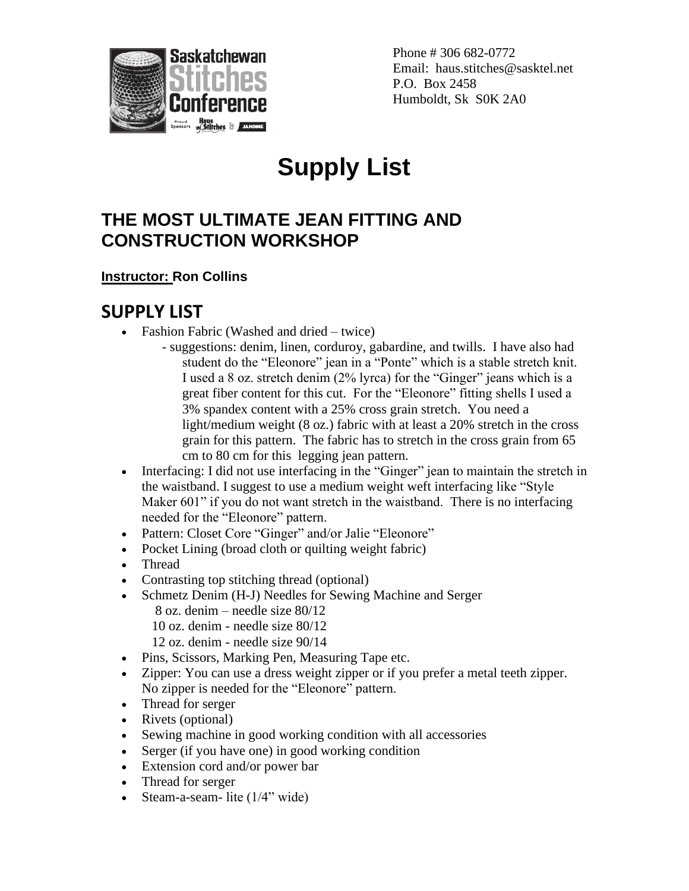Phone # 306 682-0772
Email: haus.stitches@sasktel.net
P.O. Box 2458
Humboldt, Sk S0K 2A0

# Supply List

## THE MOST ULTIMATE JEAN FITTING AND CONSTRUCTION WORKSHOP

**Instructor: Ron Collins**

## SUPPLY LIST

- Fashion Fabric (Washed and dried – twice)
  - suggestions: denim, linen, corduroy, gabardine, and twills. I have also had student do the "Eleonore" jean in a "Ponte" which is a stable stretch knit. I used a 8 oz. stretch denim (2% lyrca) for the "Ginger" jeans which is a great fiber content for this cut. For the "Eleonore" fitting shells I used a 3% spandex content with a 25% cross grain stretch. You need a light/medium weight (8 oz.) fabric with at least a 20% stretch in the cross grain for this pattern. The fabric has to stretch in the cross grain from 65 cm to 80 cm for this legging jean pattern.
- Interfacing: I did not use interfacing in the "Ginger" jean to maintain the stretch in the waistband. I suggest to use a medium weight weft interfacing like "Style Maker 601" if you do not want stretch in the waistband. There is no interfacing needed for the "Eleonore" pattern.
- Pattern: Closet Core "Ginger" and/or Jalie "Eleonore"
- Pocket Lining (broad cloth or quilting weight fabric)
- Thread
- Contrasting top stitching thread (optional)
- Schmetz Denim (H-J) Needles for Sewing Machine and Serger
  - 8 oz. denim – needle size 80/12
  - 10 oz. denim - needle size 80/12
  - 12 oz. denim - needle size 90/14
- Pins, Scissors, Marking Pen, Measuring Tape etc.
- Zipper: You can use a dress weight zipper or if you prefer a metal teeth zipper. No zipper is needed for the "Eleonore" pattern.
- Thread for serger
- Rivets (optional)
- Sewing machine in good working condition with all accessories
- Serger (if you have one) in good working condition
- Extension cord and/or power bar
- Thread for serger
- Steam-a-seam- lite (1/4" wide)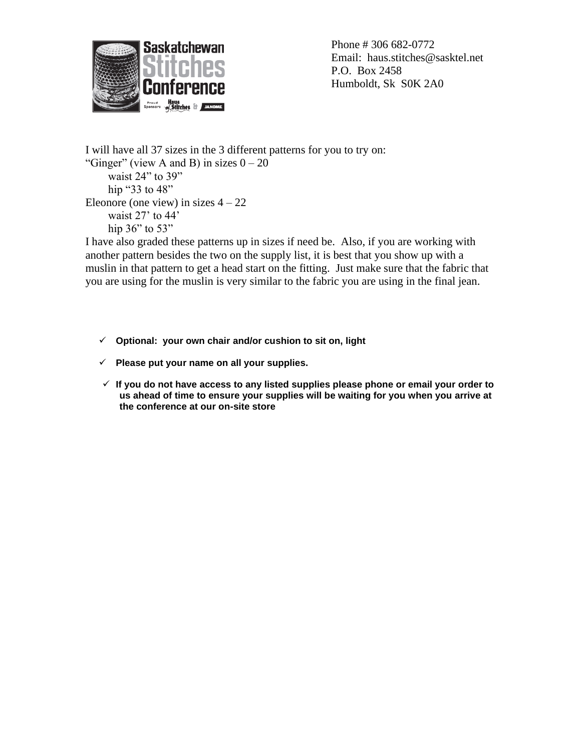Phone # 306 682-0772
Email: haus.stitches@sasktel.net
P.O. Box 2458
Humboldt, Sk S0K 2A0

I will have all 37 sizes in the 3 different patterns for you to try on:
"Ginger" (view A and B) in sizes 0 – 20
 waist 24" to 39"
 hip "33 to 48"
Eleonore (one view) in sizes 4 – 22
 waist 27' to 44'
 hip 36" to 53"
I have also graded these patterns up in sizes if need be. Also, if you are working with another pattern besides the two on the supply list, it is best that you show up with a muslin in that pattern to get a head start on the fitting. Just make sure that the fabric that you are using for the muslin is very similar to the fabric you are using in the final jean.

- ✓ **Optional: your own chair and/or cushion to sit on, light**
- ✓ **Please put your name on all your supplies.**
- ✓ **If you do not have access to any listed supplies please phone or email your order to us ahead of time to ensure your supplies will be waiting for you when you arrive at the conference at our on-site store**